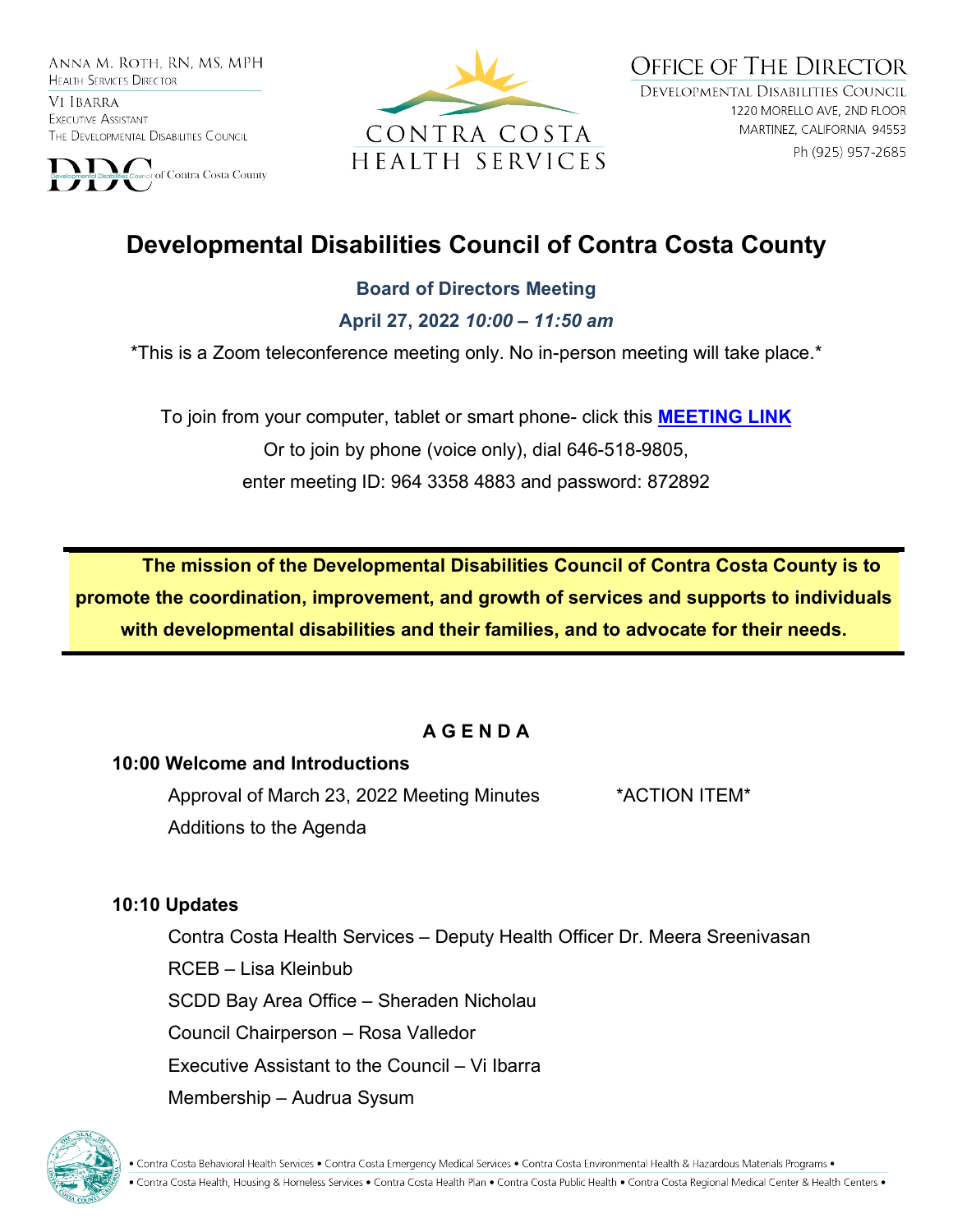ANNA M. ROTH, RN, MS, MPH
HEALTH SERVICES DIRECTOR

VI IBARRA
EXECUTIVE ASSISTANT
THE DEVELOPMENTAL DISABILITIES COUNCIL

DDC Developmental Disabilities Council of Contra Costa County

CONTRA COSTA HEALTH SERVICES

OFFICE OF THE DIRECTOR
DEVELOPMENTAL DISABILITIES COUNCIL
1220 MORELLO AVE, 2ND FLOOR
MARTINEZ, CALIFORNIA 94553
Ph (925) 957-2685

# Developmental Disabilities Council of Contra Costa County

**Board of Directors Meeting**

**April 27, 2022** ***10:00 – 11:50 am***

*This is a Zoom teleconference meeting only. No in-person meeting will take place.*

To join from your computer, tablet or smart phone- click this **MEETING LINK**
Or to join by phone (voice only), dial 646-518-9805,
enter meeting ID: 964 3358 4883 and password: 872892

**The mission of the Developmental Disabilities Council of Contra Costa County is to promote the coordination, improvement, and growth of services and supports to individuals with developmental disabilities and their families, and to advocate for their needs.**

## AGENDA

**10:00 Welcome and Introductions**

- Approval of March 23, 2022 Meeting Minutes *ACTION ITEM*
- Additions to the Agenda

**10:10 Updates**

- Contra Costa Health Services – Deputy Health Officer Dr. Meera Sreenivasan
- RCEB – Lisa Kleinbub
- SCDD Bay Area Office – Sheraden Nicholau
- Council Chairperson – Rosa Valledor
- Executive Assistant to the Council – Vi Ibarra
- Membership – Audrua Sysum

• Contra Costa Behavioral Health Services • Contra Costa Emergency Medical Services • Contra Costa Environmental Health & Hazardous Materials Programs •
• Contra Costa Health, Housing & Homeless Services • Contra Costa Health Plan • Contra Costa Public Health • Contra Costa Regional Medical Center & Health Centers •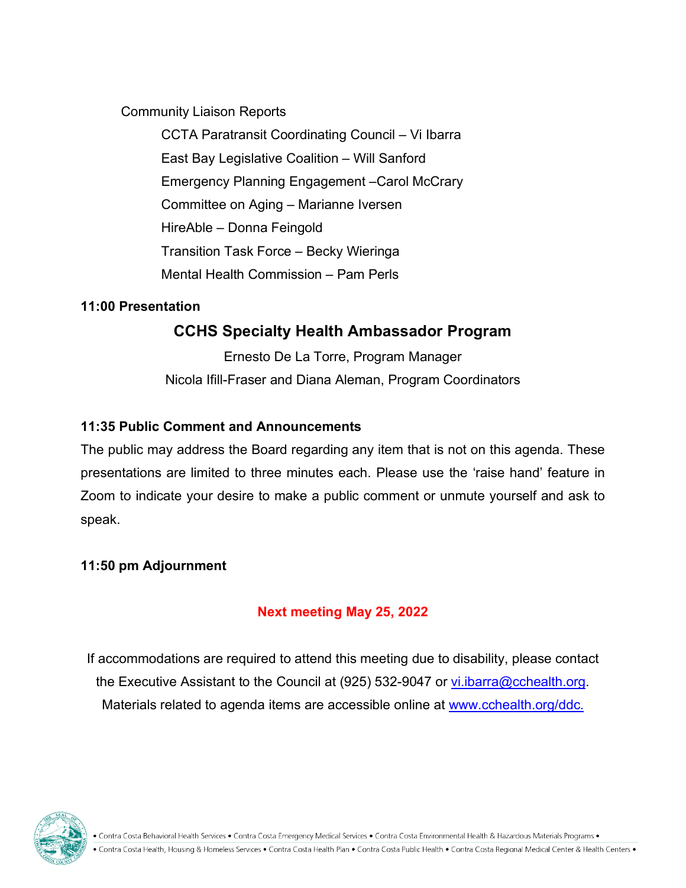Community Liaison Reports

- CCTA Paratransit Coordinating Council – Vi Ibarra
- East Bay Legislative Coalition – Will Sanford
- Emergency Planning Engagement –Carol McCrary
- Committee on Aging – Marianne Iversen
- HireAble – Donna Feingold
- Transition Task Force – Becky Wieringa
- Mental Health Commission – Pam Perls

**11:00 Presentation**

## CCHS Specialty Health Ambassador Program

Ernesto De La Torre, Program Manager

Nicola Ifill-Fraser and Diana Aleman, Program Coordinators

**11:35 Public Comment and Announcements**

The public may address the Board regarding any item that is not on this agenda. These presentations are limited to three minutes each. Please use the 'raise hand' feature in Zoom to indicate your desire to make a public comment or unmute yourself and ask to speak.

**11:50 pm Adjournment**

**Next meeting May 25, 2022**

If accommodations are required to attend this meeting due to disability, please contact the Executive Assistant to the Council at (925) 532-9047 or vi.ibarra@cchealth.org. Materials related to agenda items are accessible online at www.cchealth.org/ddc.

• Contra Costa Behavioral Health Services • Contra Costa Emergency Medical Services • Contra Costa Environmental Health & Hazardous Materials Programs •
• Contra Costa Health, Housing & Homeless Services • Contra Costa Health Plan • Contra Costa Public Health • Contra Costa Regional Medical Center & Health Centers •